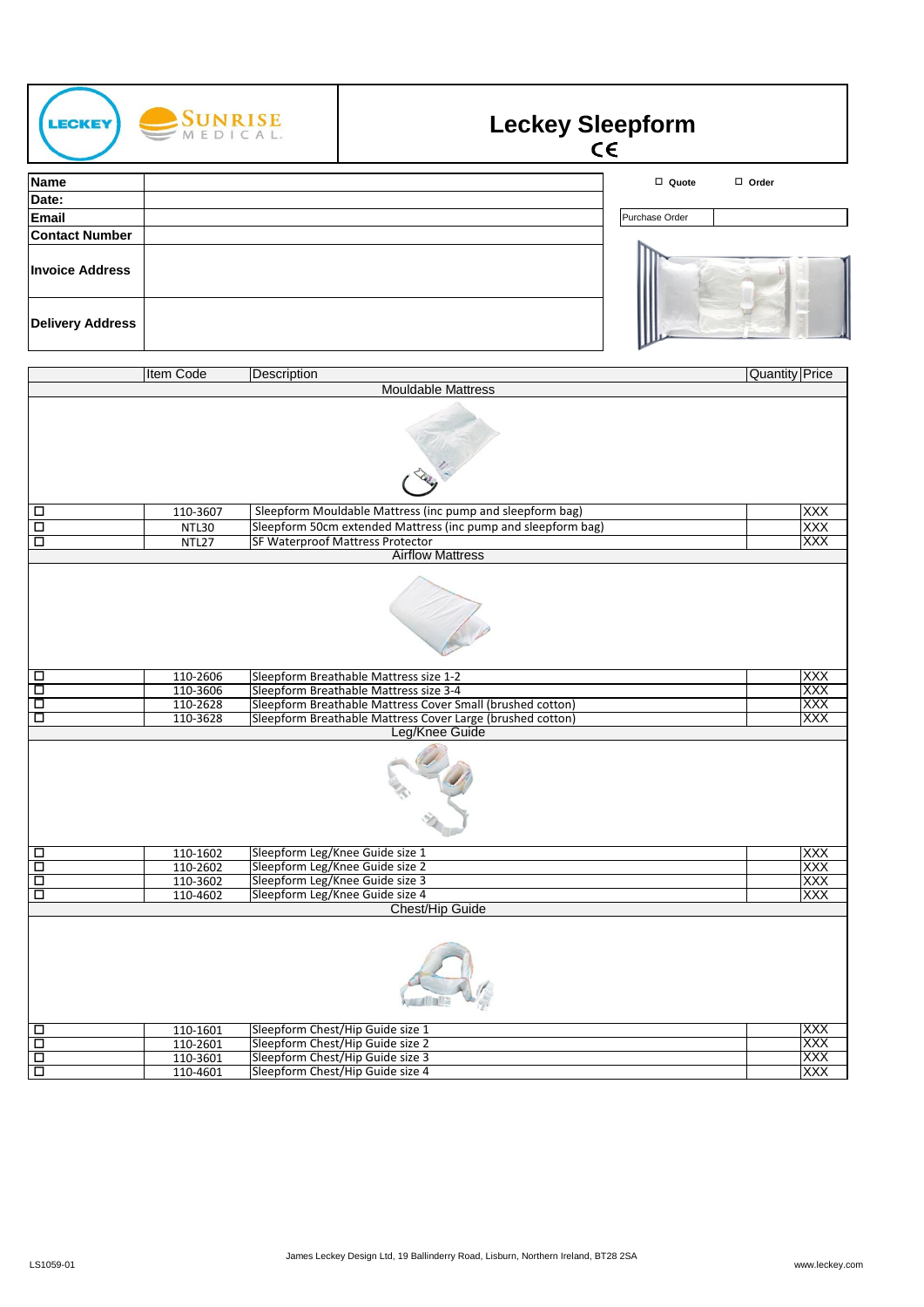# Leckey Sleepform

CE

| Name | |
|---|---|
| Date: | |
| Email | |
| Contact Number | |
| Invoice Address | |
| Delivery Address | |

☐ Quote ☐ Order

| Purchase Order | |
|---|---|

| | Item Code | Description | Quantity | Price |
|---|---|---|---|---|
| | | **Mouldable Mattress** | | |
| ☐ | 110-3607 | Sleepform Mouldable Mattress (inc pump and sleepform bag) | | XXX |
| ☐ | NTL30 | Sleepform 50cm extended Mattress (inc pump and sleepform bag) | | XXX |
| ☐ | NTL27 | SF Waterproof Mattress Protector | | XXX |
| | | **Airflow Mattress** | | |
| ☐ | 110-2606 | Sleepform Breathable Mattress size 1-2 | | XXX |
| ☐ | 110-3606 | Sleepform Breathable Mattress size 3-4 | | XXX |
| ☐ | 110-2628 | Sleepform Breathable Mattress Cover Small (brushed cotton) | | XXX |
| ☐ | 110-3628 | Sleepform Breathable Mattress Cover Large (brushed cotton) | | XXX |
| | | **Leg/Knee Guide** | | |
| ☐ | 110-1602 | Sleepform Leg/Knee Guide size 1 | | XXX |
| ☐ | 110-2602 | Sleepform Leg/Knee Guide size 2 | | XXX |
| ☐ | 110-3602 | Sleepform Leg/Knee Guide size 3 | | XXX |
| ☐ | 110-4602 | Sleepform Leg/Knee Guide size 4 | | XXX |
| | | **Chest/Hip Guide** | | |
| ☐ | 110-1601 | Sleepform Chest/Hip Guide size 1 | | XXX |
| ☐ | 110-2601 | Sleepform Chest/Hip Guide size 2 | | XXX |
| ☐ | 110-3601 | Sleepform Chest/Hip Guide size 3 | | XXX |
| ☐ | 110-4601 | Sleepform Chest/Hip Guide size 4 | | XXX |

LS1059-01

James Leckey Design Ltd, 19 Ballinderry Road, Lisburn, Northern Ireland, BT28 2SA

www.leckey.com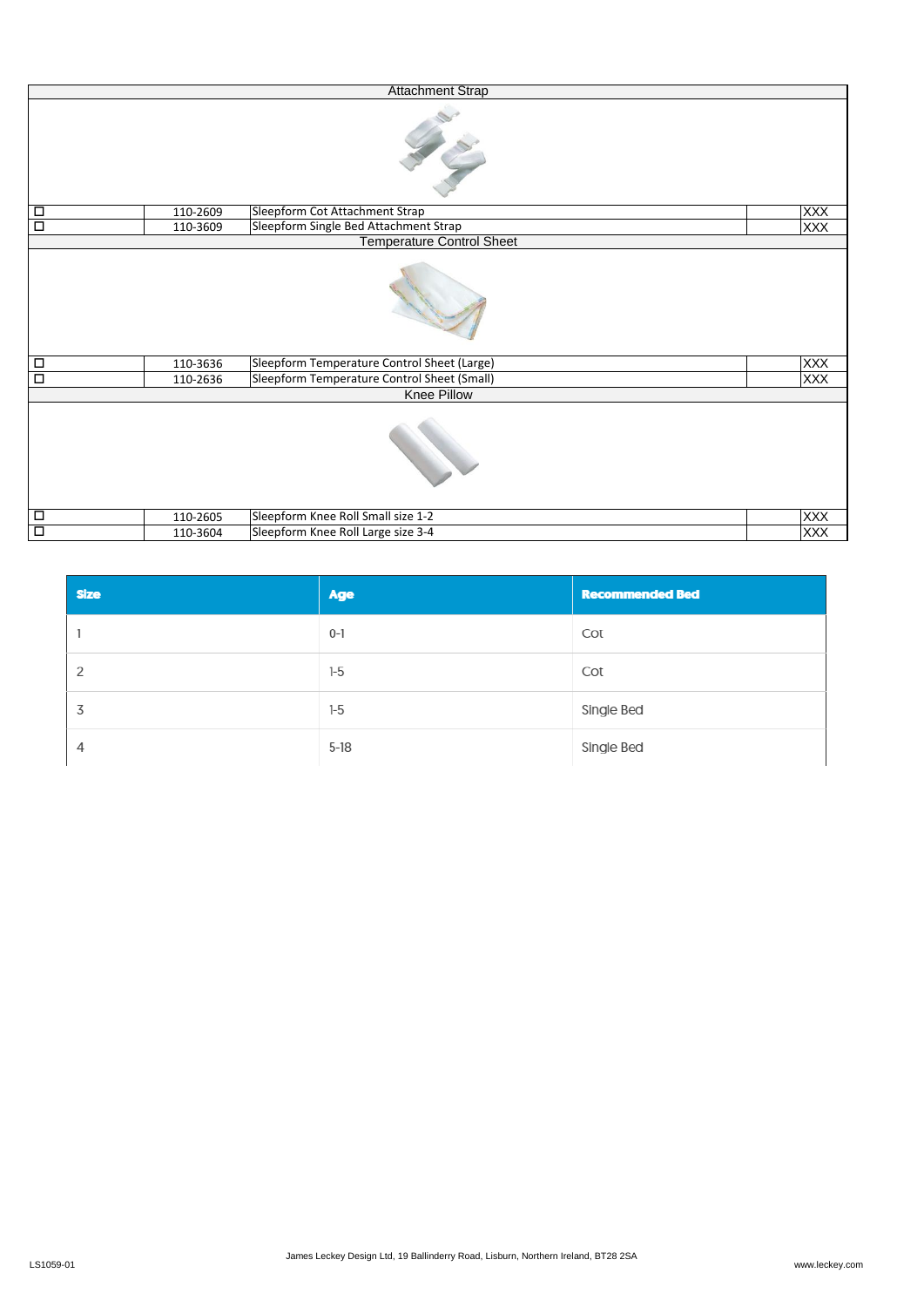| | | | | |
|---|---|---|---|---|
| Attachment Strap | | | | |
| ☐ | 110-2609 | Sleepform Cot Attachment Strap | | XXX |
| ☐ | 110-3609 | Sleepform Single Bed Attachment Strap | | XXX |
| Temperature Control Sheet | | | | |
| ☐ | 110-3636 | Sleepform Temperature Control Sheet (Large) | | XXX |
| ☐ | 110-2636 | Sleepform Temperature Control Sheet (Small) | | XXX |
| Knee Pillow | | | | |
| ☐ | 110-2605 | Sleepform Knee Roll Small size 1-2 | | XXX |
| ☐ | 110-3604 | Sleepform Knee Roll Large size 3-4 | | XXX |

| Size | Age | Recommended Bed |
|---|---|---|
| 1 | 0-1 | Cot |
| 2 | 1-5 | Cot |
| 3 | 1-5 | Single Bed |
| 4 | 5-18 | Single Bed |

LS1059-01

James Leckey Design Ltd, 19 Ballinderry Road, Lisburn, Northern Ireland, BT28 2SA

www.leckey.com